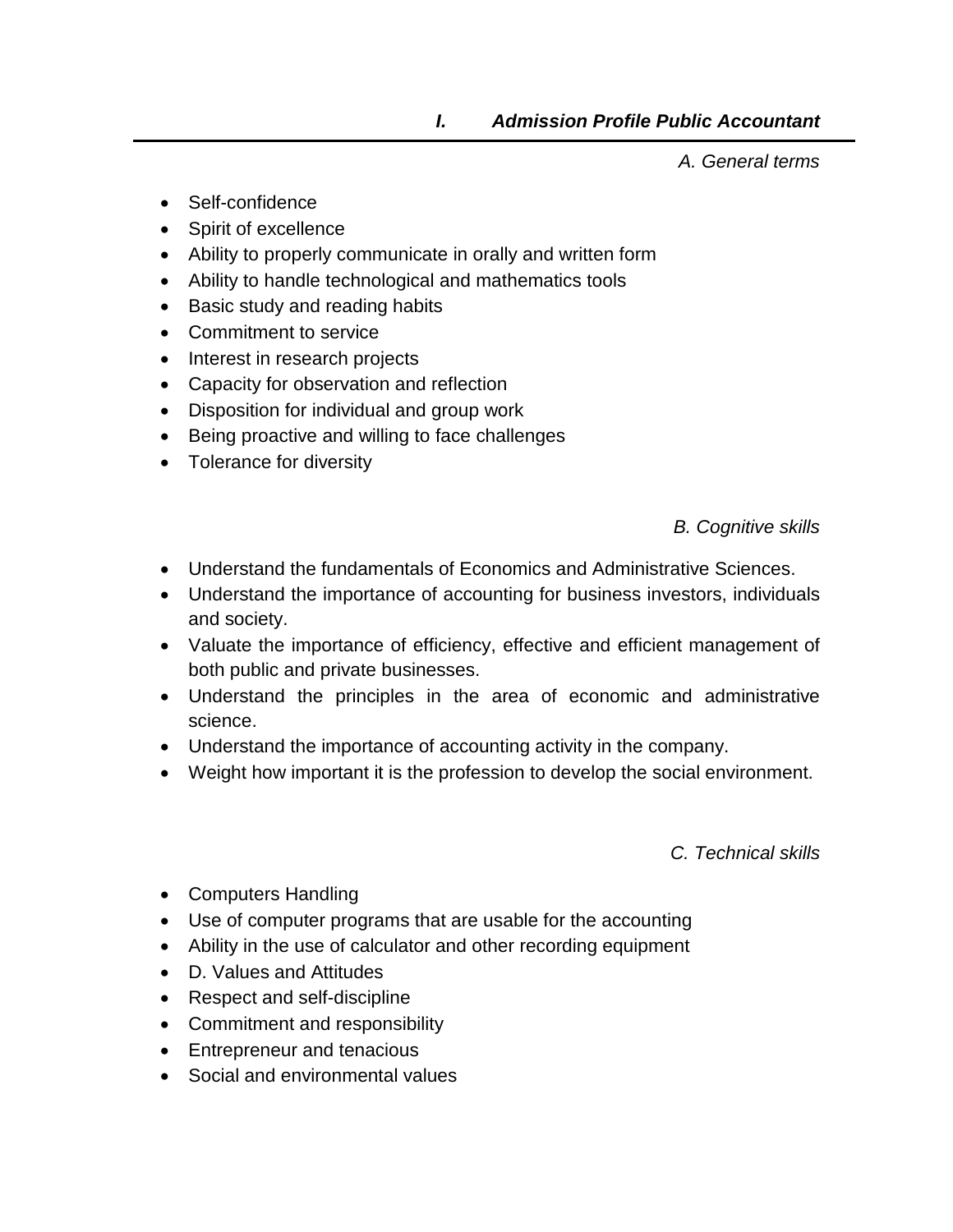# *I. Admission Profile Public Accountant*

### *A. General terms*

- Self-confidence
- Spirit of excellence
- Ability to properly communicate in orally and written form
- Ability to handle technological and mathematics tools
- Basic study and reading habits
- Commitment to service
- Interest in research projects
- Capacity for observation and reflection
- Disposition for individual and group work
- Being proactive and willing to face challenges
- Tolerance for diversity

### *B. Cognitive skills*

- Understand the fundamentals of Economics and Administrative Sciences.
- Understand the importance of accounting for business investors, individuals and society.
- Valuate the importance of efficiency, effective and efficient management of both public and private businesses.
- Understand the principles in the area of economic and administrative science.
- Understand the importance of accounting activity in the company.
- Weight how important it is the profession to develop the social environment.

### *C. Technical skills*

- Computers Handling
- Use of computer programs that are usable for the accounting
- Ability in the use of calculator and other recording equipment
- D. Values and Attitudes
- Respect and self-discipline
- Commitment and responsibility
- Entrepreneur and tenacious
- Social and environmental values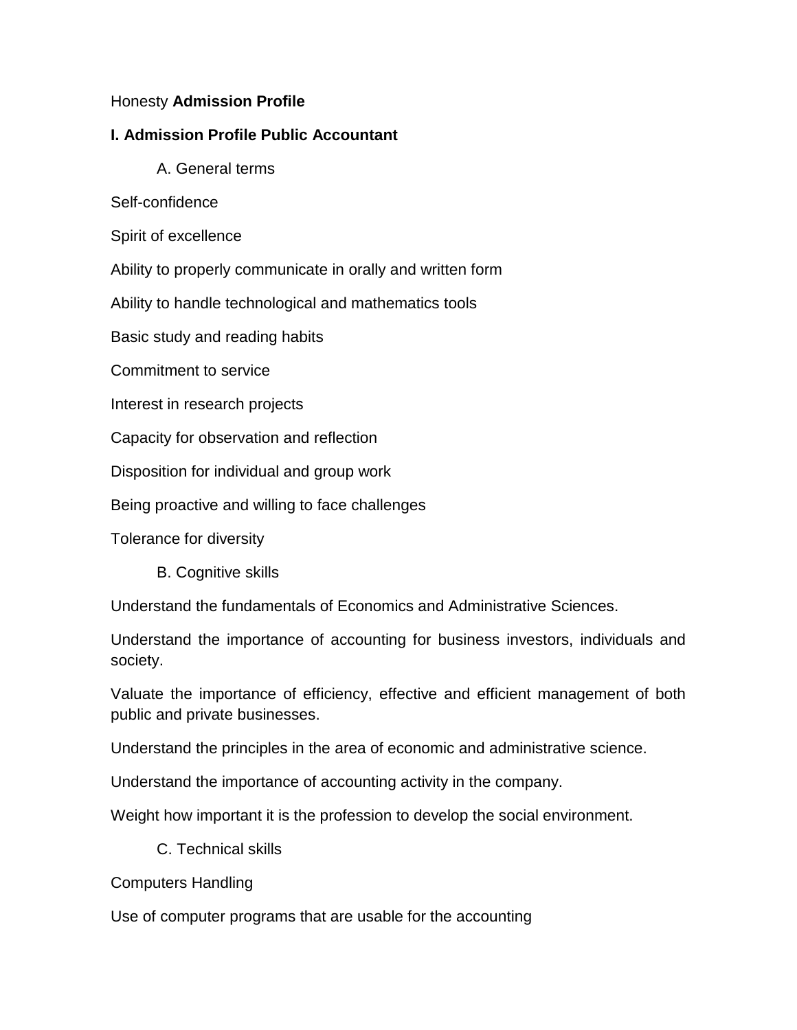Honesty **Admission Profile**

**I. Admission Profile Public Accountant**

A. General terms

Self-confidence

Spirit of excellence

Ability to properly communicate in orally and written form

Ability to handle technological and mathematics tools

Basic study and reading habits

Commitment to service

Interest in research projects

Capacity for observation and reflection

Disposition for individual and group work

Being proactive and willing to face challenges

Tolerance for diversity

B. Cognitive skills

Understand the fundamentals of Economics and Administrative Sciences.

Understand the importance of accounting for business investors, individuals and society.

Valuate the importance of efficiency, effective and efficient management of both public and private businesses.

Understand the principles in the area of economic and administrative science.

Understand the importance of accounting activity in the company.

Weight how important it is the profession to develop the social environment.

C. Technical skills

Computers Handling

Use of computer programs that are usable for the accounting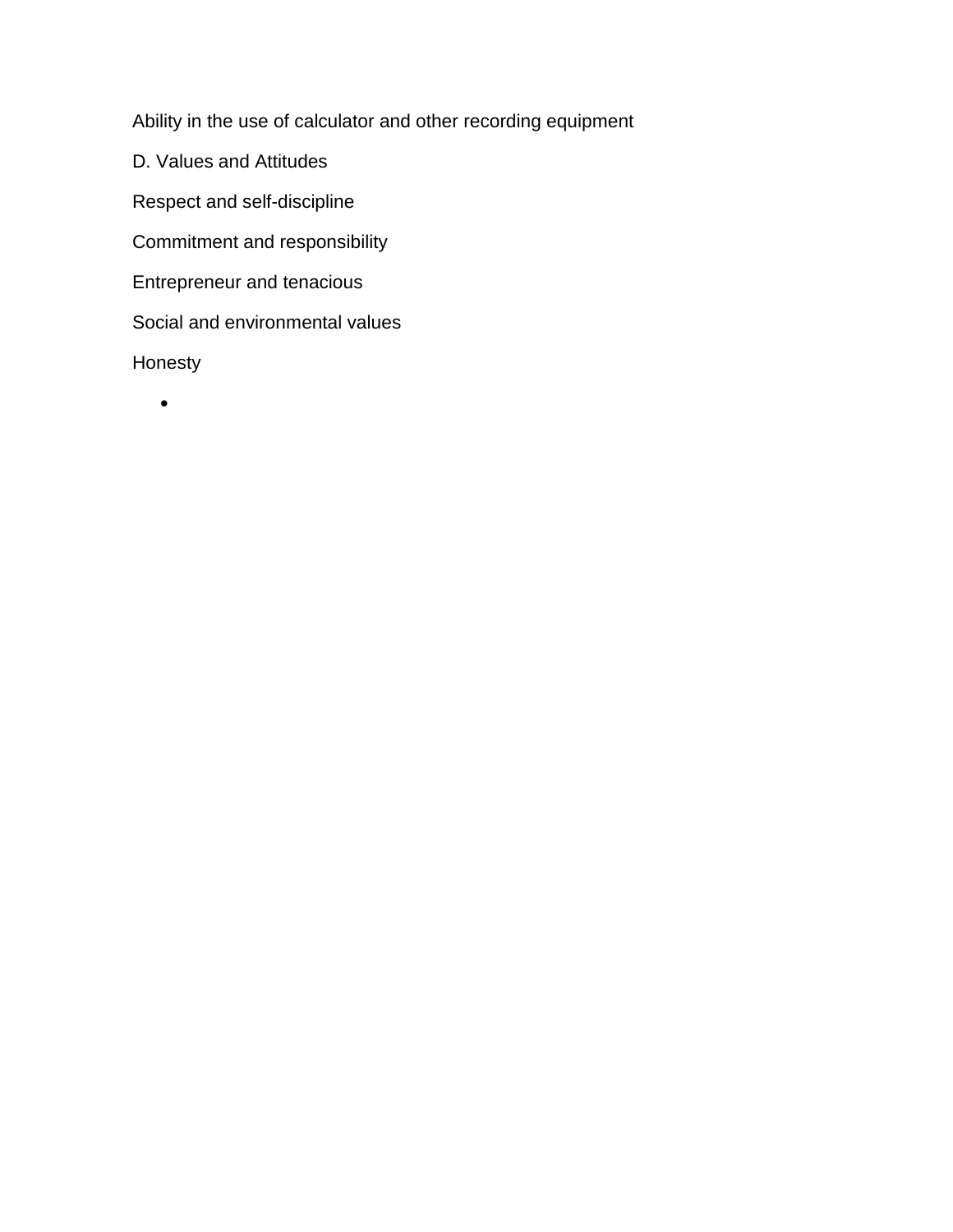Ability in the use of calculator and other recording equipment

D. Values and Attitudes

Respect and self-discipline

Commitment and responsibility

Entrepreneur and tenacious

Social and environmental values

Honesty

-